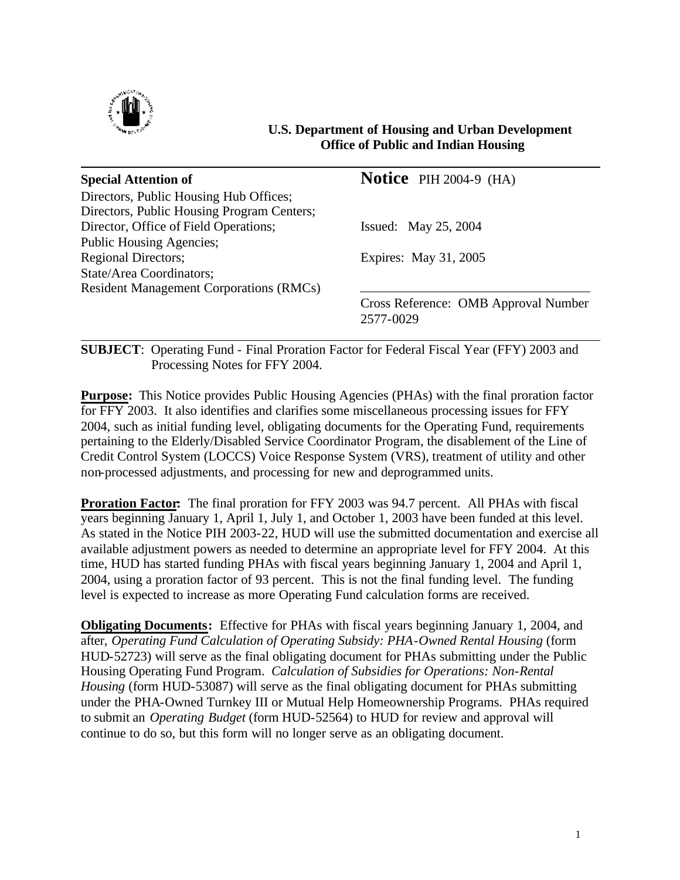**U.S. Department of Housing and Urban Development**
**Office of Public and Indian Housing**

---

| **Special Attention of** | **Notice** PIH 2004-9 (HA) |
|---|---|
| Directors, Public Housing Hub Offices; | |
| Directors, Public Housing Program Centers; | |
| Director, Office of Field Operations; | Issued: May 25, 2004 |
| Public Housing Agencies; | |
| Regional Directors; | Expires: May 31, 2005 |
| State/Area Coordinators; | |
| Resident Management Corporations (RMCs) | |
| | Cross Reference: OMB Approval Number 2577-0029 |

---

**SUBJECT**: Operating Fund - Final Proration Factor for Federal Fiscal Year (FFY) 2003 and Processing Notes for FFY 2004.

**Purpose:** This Notice provides Public Housing Agencies (PHAs) with the final proration factor for FFY 2003. It also identifies and clarifies some miscellaneous processing issues for FFY 2004, such as initial funding level, obligating documents for the Operating Fund, requirements pertaining to the Elderly/Disabled Service Coordinator Program, the disablement of the Line of Credit Control System (LOCCS) Voice Response System (VRS), treatment of utility and other non-processed adjustments, and processing for new and deprogrammed units.

**Proration Factor:** The final proration for FFY 2003 was 94.7 percent. All PHAs with fiscal years beginning January 1, April 1, July 1, and October 1, 2003 have been funded at this level. As stated in the Notice PIH 2003-22, HUD will use the submitted documentation and exercise all available adjustment powers as needed to determine an appropriate level for FFY 2004. At this time, HUD has started funding PHAs with fiscal years beginning January 1, 2004 and April 1, 2004, using a proration factor of 93 percent. This is not the final funding level. The funding level is expected to increase as more Operating Fund calculation forms are received.

**Obligating Documents:** Effective for PHAs with fiscal years beginning January 1, 2004, and after, *Operating Fund Calculation of Operating Subsidy: PHA-Owned Rental Housing* (form HUD-52723) will serve as the final obligating document for PHAs submitting under the Public Housing Operating Fund Program. *Calculation of Subsidies for Operations: Non-Rental Housing* (form HUD-53087) will serve as the final obligating document for PHAs submitting under the PHA-Owned Turnkey III or Mutual Help Homeownership Programs. PHAs required to submit an *Operating Budget* (form HUD-52564) to HUD for review and approval will continue to do so, but this form will no longer serve as an obligating document.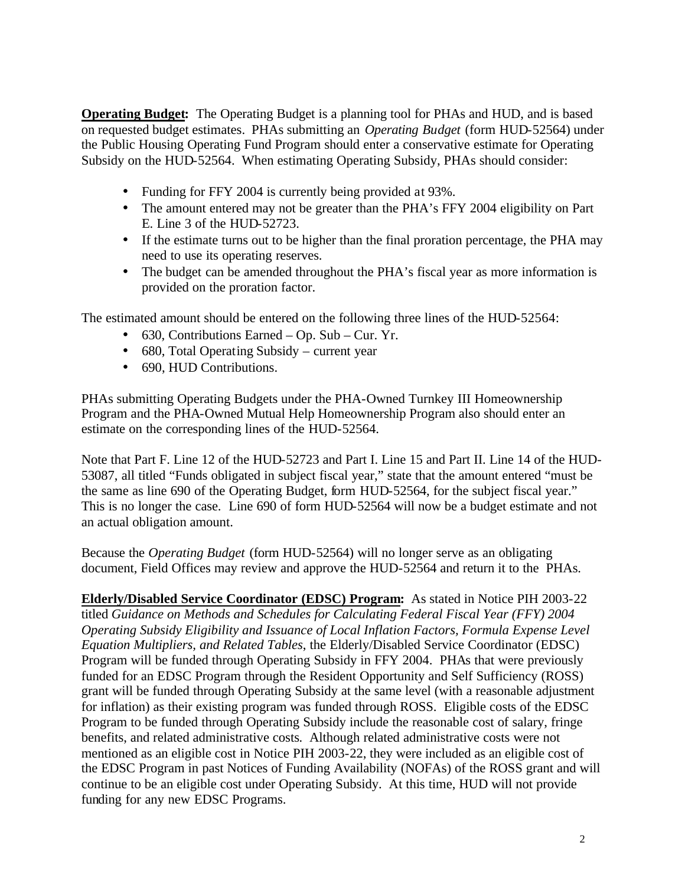**<u>Operating Budget</u>:** The Operating Budget is a planning tool for PHAs and HUD, and is based on requested budget estimates. PHAs submitting an *Operating Budget* (form HUD-52564) under the Public Housing Operating Fund Program should enter a conservative estimate for Operating Subsidy on the HUD-52564. When estimating Operating Subsidy, PHAs should consider:

- Funding for FFY 2004 is currently being provided at 93%.
- The amount entered may not be greater than the PHA's FFY 2004 eligibility on Part E. Line 3 of the HUD-52723.
- If the estimate turns out to be higher than the final proration percentage, the PHA may need to use its operating reserves.
- The budget can be amended throughout the PHA's fiscal year as more information is provided on the proration factor.

The estimated amount should be entered on the following three lines of the HUD-52564:

- 630, Contributions Earned – Op. Sub – Cur. Yr.
- 680, Total Operating Subsidy – current year
- 690, HUD Contributions.

PHAs submitting Operating Budgets under the PHA-Owned Turnkey III Homeownership Program and the PHA-Owned Mutual Help Homeownership Program also should enter an estimate on the corresponding lines of the HUD-52564.

Note that Part F. Line 12 of the HUD-52723 and Part I. Line 15 and Part II. Line 14 of the HUD-53087, all titled "Funds obligated in subject fiscal year," state that the amount entered "must be the same as line 690 of the Operating Budget, form HUD-52564, for the subject fiscal year." This is no longer the case. Line 690 of form HUD-52564 will now be a budget estimate and not an actual obligation amount.

Because the *Operating Budget* (form HUD-52564) will no longer serve as an obligating document, Field Offices may review and approve the HUD-52564 and return it to the PHAs.

**<u>Elderly/Disabled Service Coordinator (EDSC) Program</u>:** As stated in Notice PIH 2003-22 titled *Guidance on Methods and Schedules for Calculating Federal Fiscal Year (FFY) 2004 Operating Subsidy Eligibility and Issuance of Local Inflation Factors, Formula Expense Level Equation Multipliers, and Related Tables*, the Elderly/Disabled Service Coordinator (EDSC) Program will be funded through Operating Subsidy in FFY 2004. PHAs that were previously funded for an EDSC Program through the Resident Opportunity and Self Sufficiency (ROSS) grant will be funded through Operating Subsidy at the same level (with a reasonable adjustment for inflation) as their existing program was funded through ROSS. Eligible costs of the EDSC Program to be funded through Operating Subsidy include the reasonable cost of salary, fringe benefits, and related administrative costs. Although related administrative costs were not mentioned as an eligible cost in Notice PIH 2003-22, they were included as an eligible cost of the EDSC Program in past Notices of Funding Availability (NOFAs) of the ROSS grant and will continue to be an eligible cost under Operating Subsidy. At this time, HUD will not provide funding for any new EDSC Programs.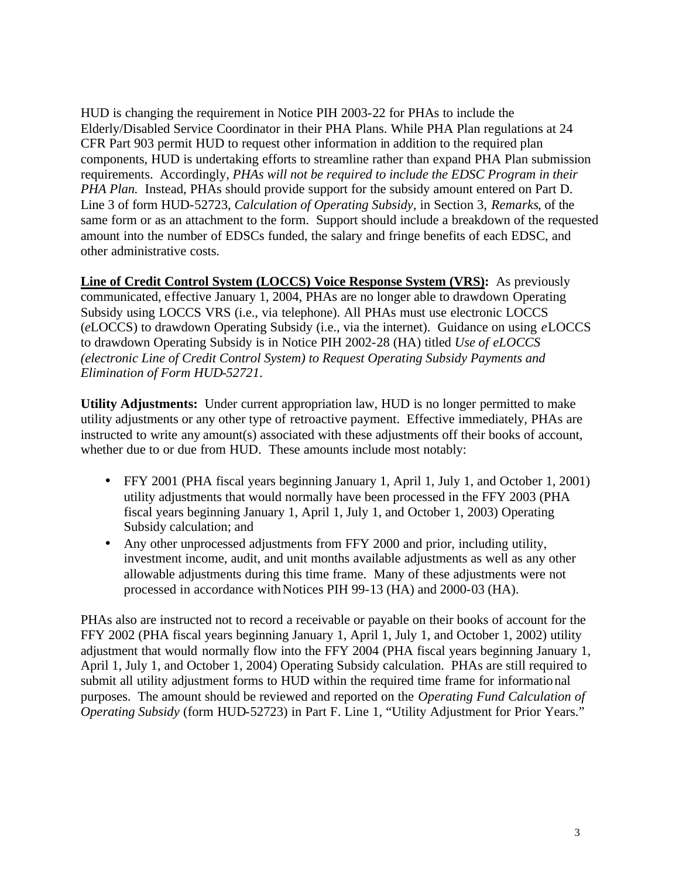HUD is changing the requirement in Notice PIH 2003-22 for PHAs to include the Elderly/Disabled Service Coordinator in their PHA Plans. While PHA Plan regulations at 24 CFR Part 903 permit HUD to request other information in addition to the required plan components, HUD is undertaking efforts to streamline rather than expand PHA Plan submission requirements. Accordingly, *PHAs will not be required to include the EDSC Program in their PHA Plan.* Instead, PHAs should provide support for the subsidy amount entered on Part D. Line 3 of form HUD-52723, *Calculation of Operating Subsidy*, in Section 3, *Remarks*, of the same form or as an attachment to the form. Support should include a breakdown of the requested amount into the number of EDSCs funded, the salary and fringe benefits of each EDSC, and other administrative costs.

**Line of Credit Control System (LOCCS) Voice Response System (VRS):** As previously communicated, effective January 1, 2004, PHAs are no longer able to drawdown Operating Subsidy using LOCCS VRS (i.e., via telephone). All PHAs must use electronic LOCCS (*e*LOCCS) to drawdown Operating Subsidy (i.e., via the internet). Guidance on using *e*LOCCS to drawdown Operating Subsidy is in Notice PIH 2002-28 (HA) titled *Use of eLOCCS (electronic Line of Credit Control System) to Request Operating Subsidy Payments and Elimination of Form HUD-52721*.

**Utility Adjustments:** Under current appropriation law, HUD is no longer permitted to make utility adjustments or any other type of retroactive payment. Effective immediately, PHAs are instructed to write any amount(s) associated with these adjustments off their books of account, whether due to or due from HUD. These amounts include most notably:

- FFY 2001 (PHA fiscal years beginning January 1, April 1, July 1, and October 1, 2001) utility adjustments that would normally have been processed in the FFY 2003 (PHA fiscal years beginning January 1, April 1, July 1, and October 1, 2003) Operating Subsidy calculation; and
- Any other unprocessed adjustments from FFY 2000 and prior, including utility, investment income, audit, and unit months available adjustments as well as any other allowable adjustments during this time frame. Many of these adjustments were not processed in accordance with Notices PIH 99-13 (HA) and 2000-03 (HA).

PHAs also are instructed not to record a receivable or payable on their books of account for the FFY 2002 (PHA fiscal years beginning January 1, April 1, July 1, and October 1, 2002) utility adjustment that would normally flow into the FFY 2004 (PHA fiscal years beginning January 1, April 1, July 1, and October 1, 2004) Operating Subsidy calculation. PHAs are still required to submit all utility adjustment forms to HUD within the required time frame for informational purposes. The amount should be reviewed and reported on the *Operating Fund Calculation of Operating Subsidy* (form HUD-52723) in Part F. Line 1, "Utility Adjustment for Prior Years."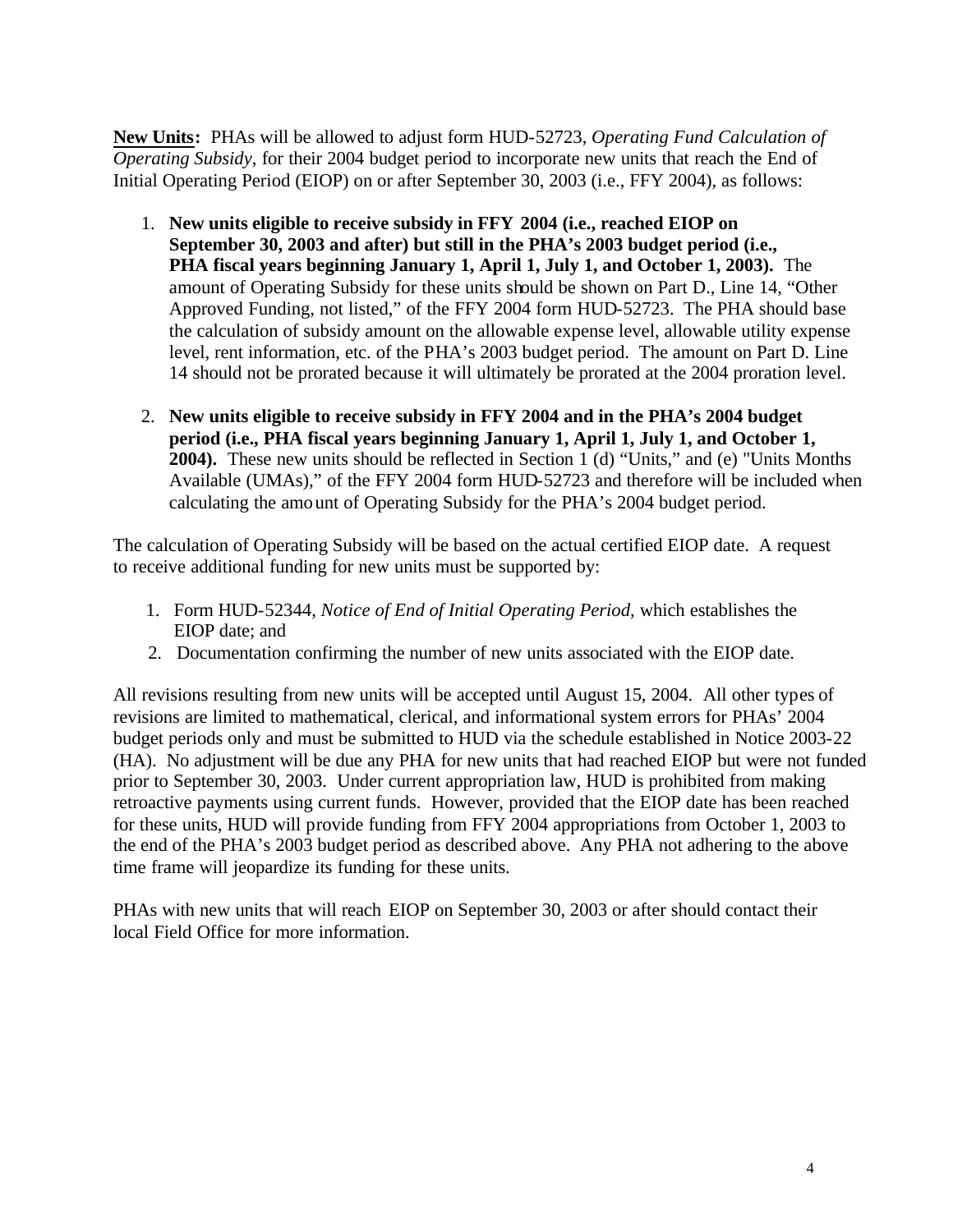**New Units:** PHAs will be allowed to adjust form HUD-52723, *Operating Fund Calculation of Operating Subsidy*, for their 2004 budget period to incorporate new units that reach the End of Initial Operating Period (EIOP) on or after September 30, 2003 (i.e., FFY 2004), as follows:

1. **New units eligible to receive subsidy in FFY 2004 (i.e., reached EIOP on September 30, 2003 and after) but still in the PHA's 2003 budget period (i.e., PHA fiscal years beginning January 1, April 1, July 1, and October 1, 2003).** The amount of Operating Subsidy for these units should be shown on Part D., Line 14, "Other Approved Funding, not listed," of the FFY 2004 form HUD-52723. The PHA should base the calculation of subsidy amount on the allowable expense level, allowable utility expense level, rent information, etc. of the PHA's 2003 budget period. The amount on Part D. Line 14 should not be prorated because it will ultimately be prorated at the 2004 proration level.

2. **New units eligible to receive subsidy in FFY 2004 and in the PHA's 2004 budget period (i.e., PHA fiscal years beginning January 1, April 1, July 1, and October 1, 2004).** These new units should be reflected in Section 1 (d) "Units," and (e) "Units Months Available (UMAs)," of the FFY 2004 form HUD-52723 and therefore will be included when calculating the amount of Operating Subsidy for the PHA's 2004 budget period.

The calculation of Operating Subsidy will be based on the actual certified EIOP date. A request to receive additional funding for new units must be supported by:

1. Form HUD-52344, *Notice of End of Initial Operating Period*, which establishes the EIOP date; and
2. Documentation confirming the number of new units associated with the EIOP date.

All revisions resulting from new units will be accepted until August 15, 2004. All other types of revisions are limited to mathematical, clerical, and informational system errors for PHAs' 2004 budget periods only and must be submitted to HUD via the schedule established in Notice 2003-22 (HA). No adjustment will be due any PHA for new units that had reached EIOP but were not funded prior to September 30, 2003. Under current appropriation law, HUD is prohibited from making retroactive payments using current funds. However, provided that the EIOP date has been reached for these units, HUD will provide funding from FFY 2004 appropriations from October 1, 2003 to the end of the PHA's 2003 budget period as described above. Any PHA not adhering to the above time frame will jeopardize its funding for these units.

PHAs with new units that will reach EIOP on September 30, 2003 or after should contact their local Field Office for more information.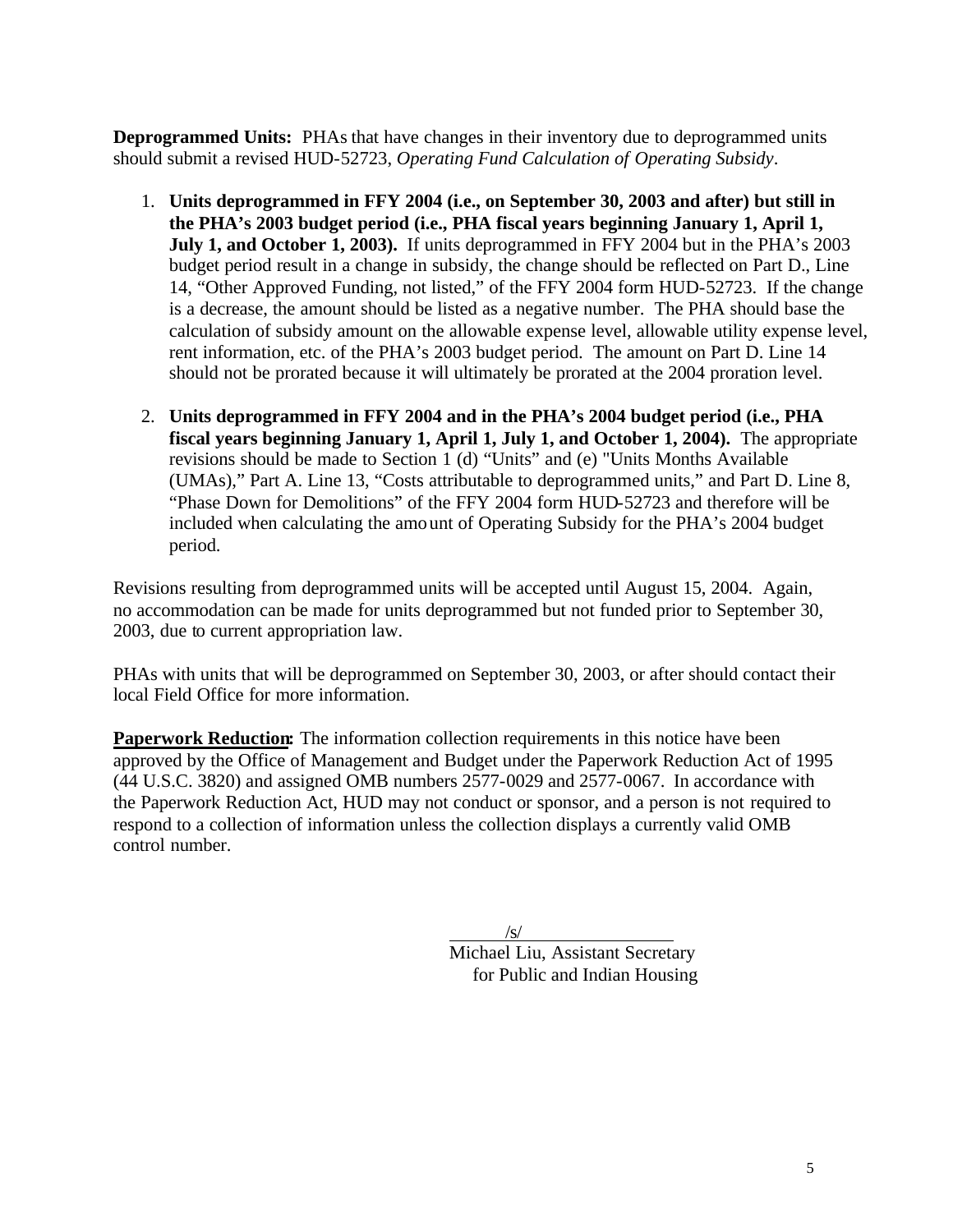**Deprogrammed Units:** PHAs that have changes in their inventory due to deprogrammed units should submit a revised HUD-52723, *Operating Fund Calculation of Operating Subsidy*.

1. **Units deprogrammed in FFY 2004 (i.e., on September 30, 2003 and after) but still in the PHA's 2003 budget period (i.e., PHA fiscal years beginning January 1, April 1, July 1, and October 1, 2003).** If units deprogrammed in FFY 2004 but in the PHA's 2003 budget period result in a change in subsidy, the change should be reflected on Part D., Line 14, "Other Approved Funding, not listed," of the FFY 2004 form HUD-52723. If the change is a decrease, the amount should be listed as a negative number. The PHA should base the calculation of subsidy amount on the allowable expense level, allowable utility expense level, rent information, etc. of the PHA's 2003 budget period. The amount on Part D. Line 14 should not be prorated because it will ultimately be prorated at the 2004 proration level.

2. **Units deprogrammed in FFY 2004 and in the PHA's 2004 budget period (i.e., PHA fiscal years beginning January 1, April 1, July 1, and October 1, 2004).** The appropriate revisions should be made to Section 1 (d) "Units" and (e) "Units Months Available (UMAs)," Part A. Line 13, "Costs attributable to deprogrammed units," and Part D. Line 8, "Phase Down for Demolitions" of the FFY 2004 form HUD-52723 and therefore will be included when calculating the amount of Operating Subsidy for the PHA's 2004 budget period.

Revisions resulting from deprogrammed units will be accepted until August 15, 2004. Again, no accommodation can be made for units deprogrammed but not funded prior to September 30, 2003, due to current appropriation law.

PHAs with units that will be deprogrammed on September 30, 2003, or after should contact their local Field Office for more information.

**Paperwork Reduction:** The information collection requirements in this notice have been approved by the Office of Management and Budget under the Paperwork Reduction Act of 1995 (44 U.S.C. 3820) and assigned OMB numbers 2577-0029 and 2577-0067. In accordance with the Paperwork Reduction Act, HUD may not conduct or sponsor, and a person is not required to respond to a collection of information unless the collection displays a currently valid OMB control number.

/s/

Michael Liu, Assistant Secretary
for Public and Indian Housing